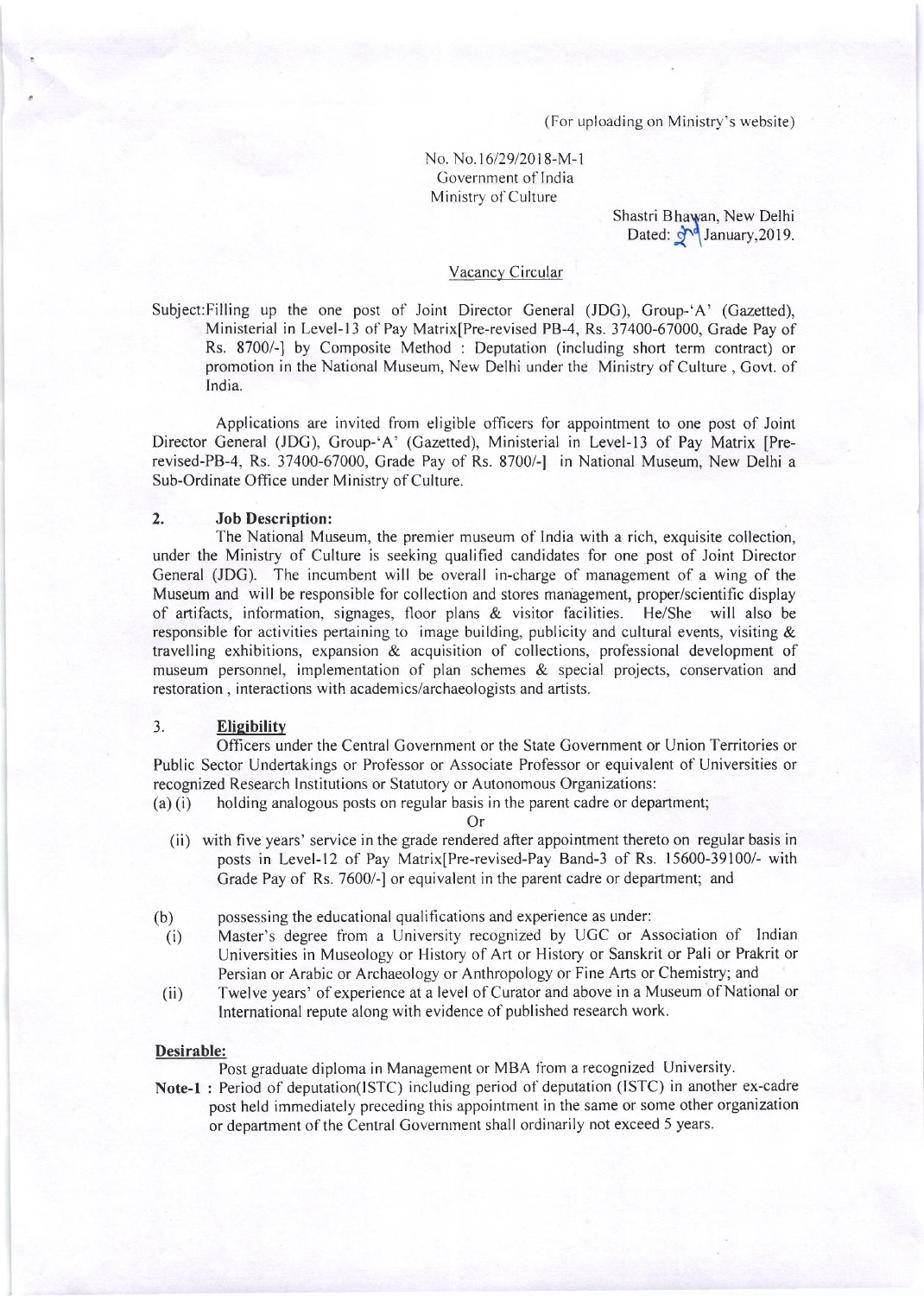(For uploading on Ministry's website)

No. No.16/29/2018-M-1
Government of India
Ministry of Culture

Shastri Bhawan, New Delhi
Dated: 2nd January,2019.

Vacancy Circular

Subject:Filling up the one post of Joint Director General (JDG), Group-'A' (Gazetted), Ministerial in Level-13 of Pay Matrix[Pre-revised PB-4, Rs. 37400-67000, Grade Pay of Rs. 8700/-] by Composite Method : Deputation (including short term contract) or promotion in the National Museum, New Delhi under the Ministry of Culture , Govt. of India.

Applications are invited from eligible officers for appointment to one post of Joint Director General (JDG), Group-'A' (Gazetted), Ministerial in Level-13 of Pay Matrix [Pre-revised-PB-4, Rs. 37400-67000, Grade Pay of Rs. 8700/-] in National Museum, New Delhi a Sub-Ordinate Office under Ministry of Culture.

**2. Job Description:**

The National Museum, the premier museum of India with a rich, exquisite collection, under the Ministry of Culture is seeking qualified candidates for one post of Joint Director General (JDG). The incumbent will be overall in-charge of management of a wing of the Museum and will be responsible for collection and stores management, proper/scientific display of artifacts, information, signages, floor plans & visitor facilities. He/She will also be responsible for activities pertaining to image building, publicity and cultural events, visiting & travelling exhibitions, expansion & acquisition of collections, professional development of museum personnel, implementation of plan schemes & special projects, conservation and restoration , interactions with academics/archaeologists and artists.

**3. Eligibility**

Officers under the Central Government or the State Government or Union Territories or Public Sector Undertakings or Professor or Associate Professor or equivalent of Universities or recognized Research Institutions or Statutory or Autonomous Organizations:

(a) (i) holding analogous posts on regular basis in the parent cadre or department;

Or

(ii) with five years' service in the grade rendered after appointment thereto on regular basis in posts in Level-12 of Pay Matrix[Pre-revised-Pay Band-3 of Rs. 15600-39100/- with Grade Pay of Rs. 7600/-] or equivalent in the parent cadre or department; and

(b) possessing the educational qualifications and experience as under:

(i) Master's degree from a University recognized by UGC or Association of Indian Universities in Museology or History of Art or History or Sanskrit or Pali or Prakrit or Persian or Arabic or Archaeology or Anthropology or Fine Arts or Chemistry; and

(ii) Twelve years' of experience at a level of Curator and above in a Museum of National or International repute along with evidence of published research work.

**Desirable:**

Post graduate diploma in Management or MBA from a recognized University.

**Note-1 :** Period of deputation(ISTC) including period of deputation (ISTC) in another ex-cadre post held immediately preceding this appointment in the same or some other organization or department of the Central Government shall ordinarily not exceed 5 years.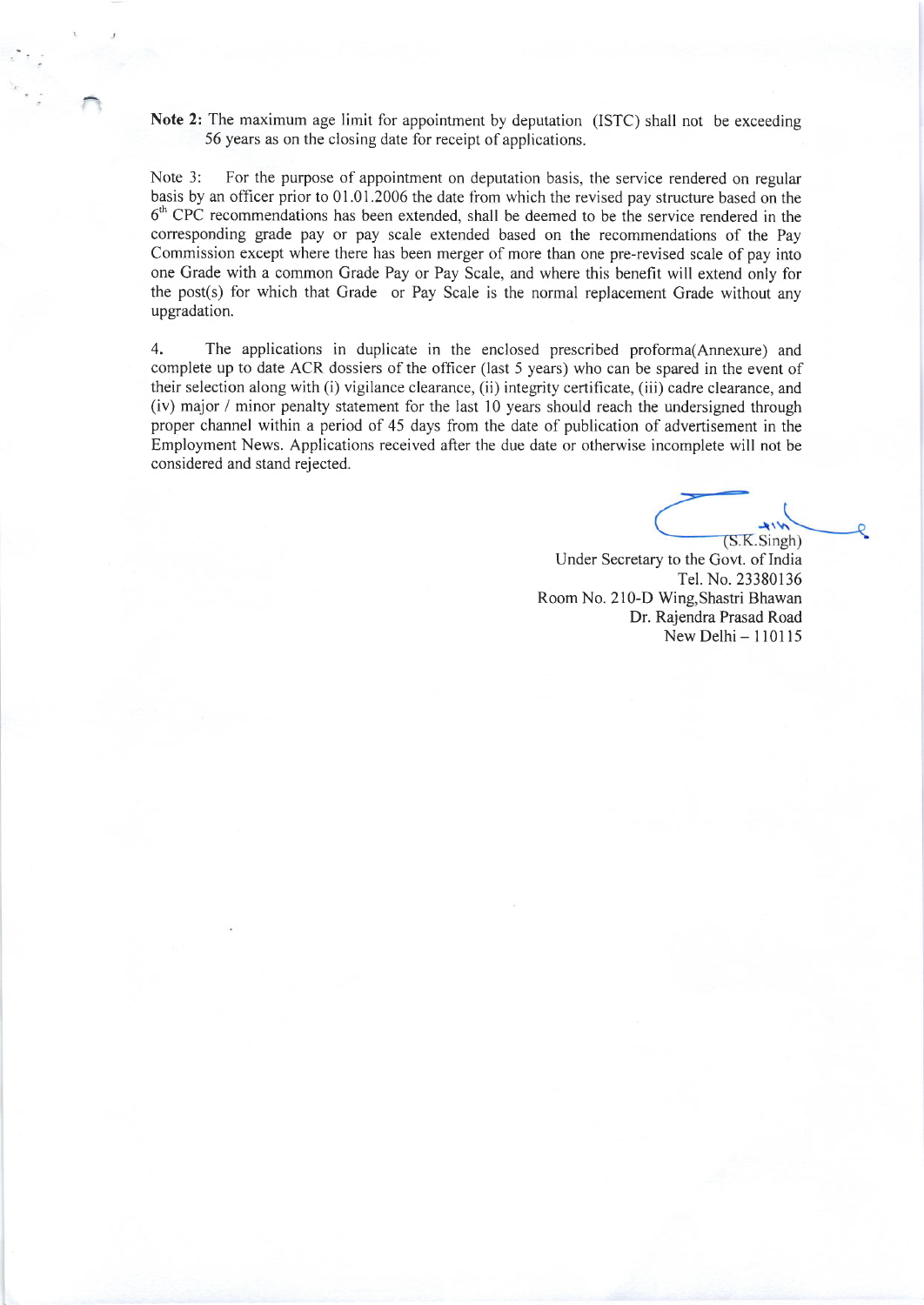**Note 2:** The maximum age limit for appointment by deputation (ISTC) shall not be exceeding 56 years as on the closing date for receipt of applications.

Note 3: For the purpose of appointment on deputation basis, the service rendered on regular basis by an officer prior to 01.01.2006 the date from which the revised pay structure based on the 6th CPC recommendations has been extended, shall be deemed to be the service rendered in the corresponding grade pay or pay scale extended based on the recommendations of the Pay Commission except where there has been merger of more than one pre-revised scale of pay into one Grade with a common Grade Pay or Pay Scale, and where this benefit will extend only for the post(s) for which that Grade or Pay Scale is the normal replacement Grade without any upgradation.

4. The applications in duplicate in the enclosed prescribed proforma(Annexure) and complete up to date ACR dossiers of the officer (last 5 years) who can be spared in the event of their selection along with (i) vigilance clearance, (ii) integrity certificate, (iii) cadre clearance, and (iv) major / minor penalty statement for the last 10 years should reach the undersigned through proper channel within a period of 45 days from the date of publication of advertisement in the Employment News. Applications received after the due date or otherwise incomplete will not be considered and stand rejected.

(S.K.Singh)
Under Secretary to the Govt. of India
Tel. No. 23380136
Room No. 210-D Wing,Shastri Bhawan
Dr. Rajendra Prasad Road
New Delhi – 110115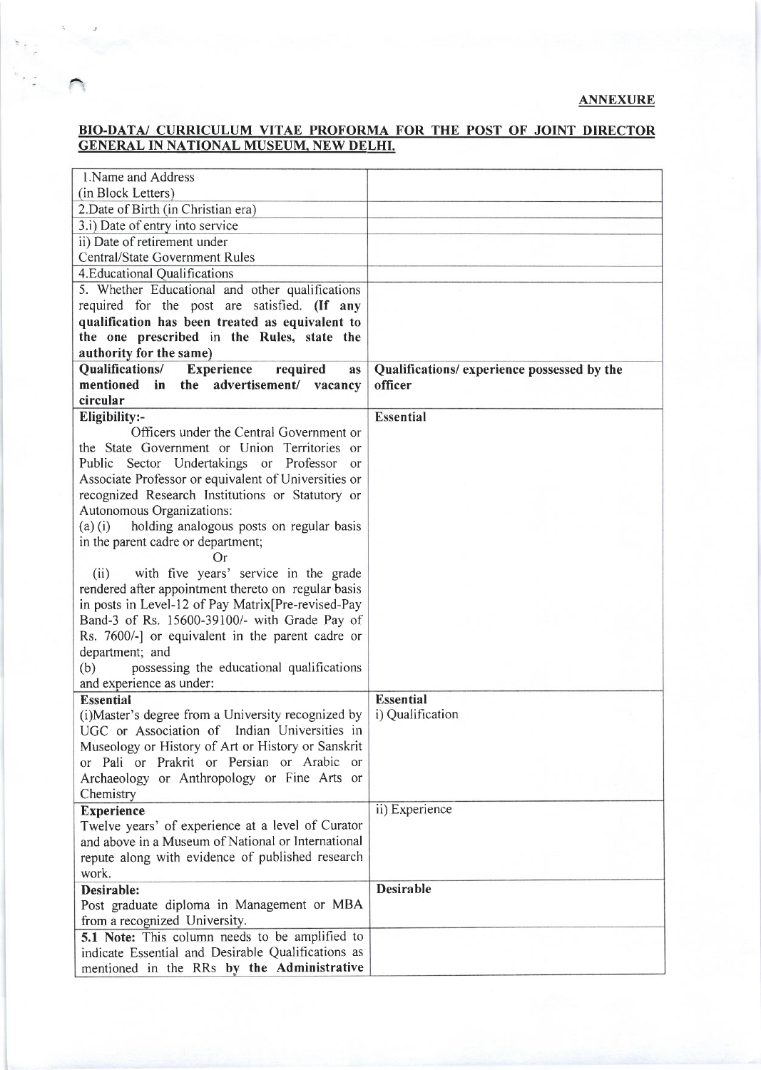**ANNEXURE**

**BIO-DATA/ CURRICULUM VITAE PROFORMA FOR THE POST OF JOINT DIRECTOR GENERAL IN NATIONAL MUSEUM, NEW DELHI.**

| | |
|---|---|
| 1.Name and Address (in Block Letters) | |
| 2.Date of Birth (in Christian era) | |
| 3.i) Date of entry into service | |
| ii) Date of retirement under Central/State Government Rules | |
| 4.Educational Qualifications | |
| 5. Whether Educational and other qualifications required for the post are satisfied. **(If any qualification has been treated as equivalent to the one prescribed in the Rules, state the authority for the same)** | |
| **Qualifications/ Experience required as mentioned in the advertisement/ vacancy circular** | **Qualifications/ experience possessed by the officer** |
| **Eligibility:-** Officers under the Central Government or the State Government or Union Territories or Public Sector Undertakings or Professor or Associate Professor or equivalent of Universities or recognized Research Institutions or Statutory or Autonomous Organizations:<br>(a) (i) holding analogous posts on regular basis in the parent cadre or department;<br>Or<br>(ii) with five years' service in the grade rendered after appointment thereto on regular basis in posts in Level-12 of Pay Matrix[Pre-revised-Pay Band-3 of Rs. 15600-39100/- with Grade Pay of Rs. 7600/-] or equivalent in the parent cadre or department; and<br>(b) possessing the educational qualifications and experience as under: | **Essential** |
| **Essential**<br>(i)Master's degree from a University recognized by UGC or Association of Indian Universities in Museology or History of Art or History or Sanskrit or Pali or Prakrit or Persian or Arabic or Archaeology or Anthropology or Fine Arts or Chemistry | **Essential**<br>i) Qualification |
| **Experience**<br>Twelve years' of experience at a level of Curator and above in a Museum of National or International repute along with evidence of published research work. | ii) Experience |
| **Desirable:**<br>Post graduate diploma in Management or MBA from a recognized University. | **Desirable** |
| **5.1 Note:** This column needs to be amplified to indicate Essential and Desirable Qualifications as mentioned in the RRs **by the Administrative** | |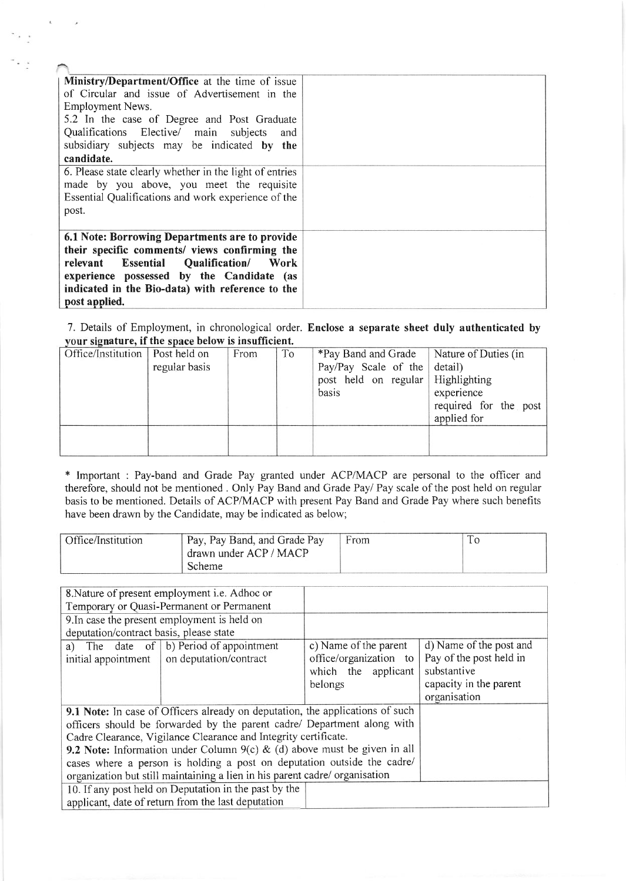| | |
|---|---|
| **Ministry/Department/Office** at the time of issue of Circular and issue of Advertisement in the Employment News.<br>5.2 In the case of Degree and Post Graduate Qualifications Elective/ main subjects and subsidiary subjects may be indicated **by the candidate.** | |
| 6. Please state clearly whether in the light of entries made by you above, you meet the requisite Essential Qualifications and work experience of the post. | |
| **6.1 Note: Borrowing Departments are to provide their specific comments/ views confirming the relevant Essential Qualification/ Work experience possessed by the Candidate (as indicated in the Bio-data) with reference to the post applied.** | |

7. Details of Employment, in chronological order. **Enclose a separate sheet duly authenticated by your signature, if the space below is insufficient.**

| Office/Institution | Post held on regular basis | From | To | *Pay Band and Grade Pay/Pay Scale of the post held on regular basis | Nature of Duties (in detail) Highlighting experience required for the post applied for |
|---|---|---|---|---|---|
| | | | | | |

\* Important : Pay-band and Grade Pay granted under ACP/MACP are personal to the officer and therefore, should not be mentioned . Only Pay Band and Grade Pay/ Pay scale of the post held on regular basis to be mentioned. Details of ACP/MACP with present Pay Band and Grade Pay where such benefits have been drawn by the Candidate, may be indicated as below;

| Office/Institution | Pay, Pay Band, and Grade Pay drawn under ACP / MACP Scheme | From | To |
|---|---|---|---|

| | | | |
|---|---|---|---|
| 8.Nature of present employment i.e. Adhoc or Temporary or Quasi-Permanent or Permanent | | | |
| 9.In case the present employment is held on deputation/contract basis, please state | | | |
| a) The date of initial appointment | b) Period of appointment on deputation/contract | c) Name of the parent office/organization to which the applicant belongs | d) Name of the post and Pay of the post held in substantive capacity in the parent organisation |
| **9.1 Note:** In case of Officers already on deputation, the applications of such officers should be forwarded by the parent cadre/ Department along with Cadre Clearance, Vigilance Clearance and Integrity certificate.<br>**9.2 Note:** Information under Column 9(c) & (d) above must be given in all cases where a person is holding a post on deputation outside the cadre/ organization but still maintaining a lien in his parent cadre/ organisation | | | |
| 10. If any post held on Deputation in the past by the applicant, date of return from the last deputation | | | |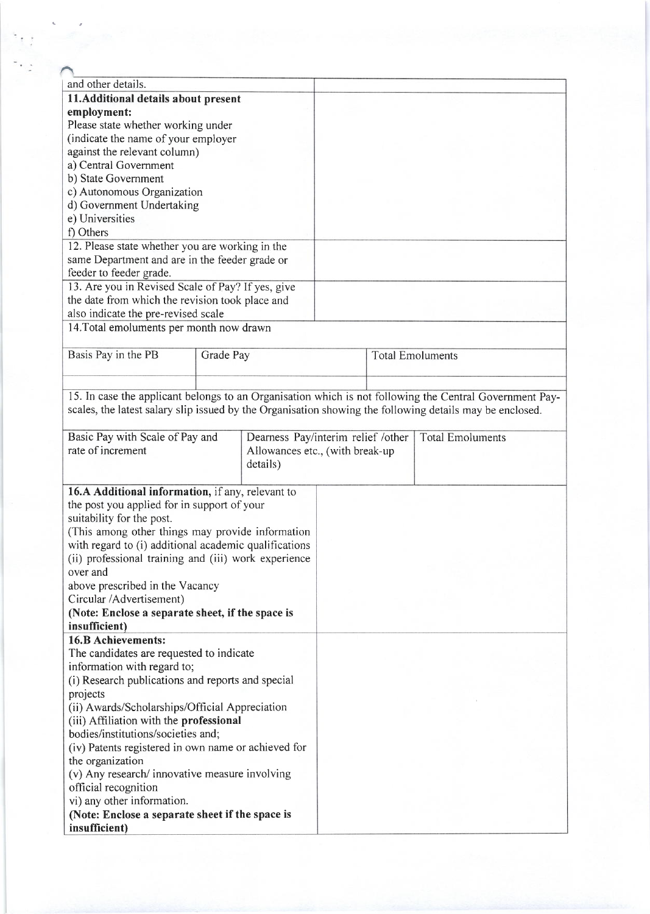| and other details. | |
|---|---|
| **11.Additional details about present employment:**<br>Please state whether working under (indicate the name of your employer against the relevant column)<br>a) Central Government<br>b) State Government<br>c) Autonomous Organization<br>d) Government Undertaking<br>e) Universities<br>f) Others | |
| 12. Please state whether you are working in the same Department and are in the feeder grade or feeder to feeder grade. | |
| 13. Are you in Revised Scale of Pay? If yes, give the date from which the revision took place and also indicate the pre-revised scale | |

14.Total emoluments per month now drawn

| Basis Pay in the PB | Grade Pay | Total Emoluments |
|---|---|---|
| | | |

15. In case the applicant belongs to an Organisation which is not following the Central Government Pay-scales, the latest salary slip issued by the Organisation showing the following details may be enclosed.

| Basic Pay with Scale of Pay and rate of increment | Dearness Pay/interim relief /other Allowances etc., (with break-up details) | Total Emoluments |
|---|---|---|
| | | |

| **16.A Additional information,** if any, relevant to the post you applied for in support of your suitability for the post.<br>(This among other things may provide information with regard to (i) additional academic qualifications (ii) professional training and (iii) work experience over and above prescribed in the Vacancy Circular /Advertisement)<br>**(Note: Enclose a separate sheet, if the space is insufficient)** | |
|---|---|
| **16.B Achievements:**<br>The candidates are requested to indicate information with regard to;<br>(i) Research publications and reports and special projects<br>(ii) Awards/Scholarships/Official Appreciation<br>(iii) Affiliation with the **professional** bodies/institutions/societies and;<br>(iv) Patents registered in own name or achieved for the organization<br>(v) Any research/ innovative measure involving official recognition<br>vi) any other information.<br>**(Note: Enclose a separate sheet if the space is insufficient)** | |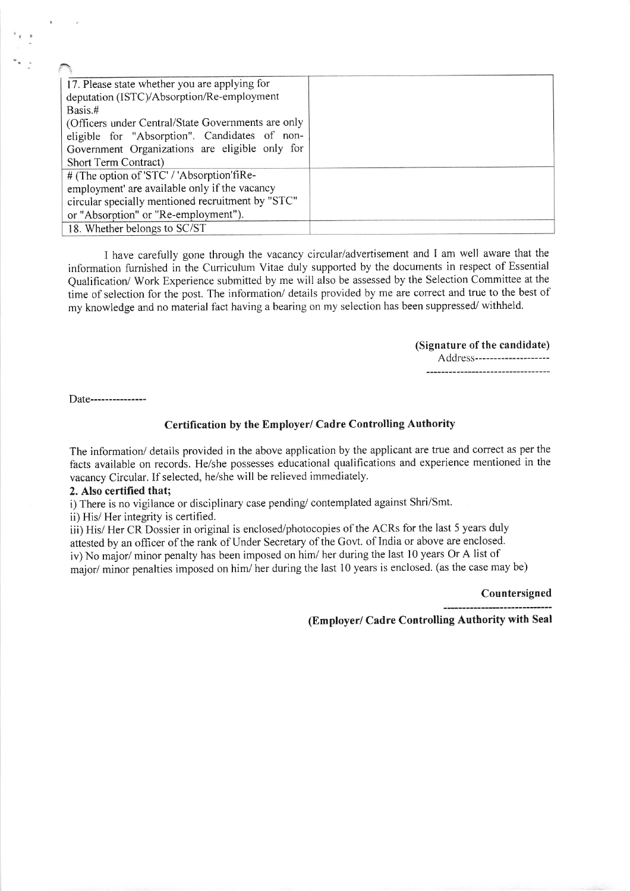| | |
|---|---|
| 17. Please state whether you are applying for deputation (ISTC)/Absorption/Re-employment Basis.# (Officers under Central/State Governments are only eligible for "Absorption". Candidates of non-Government Organizations are eligible only for Short Term Contract) | |
| # (The option of 'STC' / 'Absorption'fiRe-employment' are available only if the vacancy circular specially mentioned recruitment by "STC" or "Absorption" or "Re-employment"). | |
| 18. Whether belongs to SC/ST | |

I have carefully gone through the vacancy circular/advertisement and I am well aware that the information furnished in the Curriculum Vitae duly supported by the documents in respect of Essential Qualification/ Work Experience submitted by me will also be assessed by the Selection Committee at the time of selection for the post. The information/ details provided by me are correct and true to the best of my knowledge and no material fact having a bearing on my selection has been suppressed/ withheld.

**(Signature of the candidate)**
Address--------------------
----------------------------------

Date---------------

### Certification by the Employer/ Cadre Controlling Authority

The information/ details provided in the above application by the applicant are true and correct as per the facts available on records. He/she possesses educational qualifications and experience mentioned in the vacancy Circular. If selected, he/she will be relieved immediately.

**2. Also certified that;**

i) There is no vigilance or disciplinary case pending/ contemplated against Shri/Smt.
ii) His/ Her integrity is certified.
iii) His/ Her CR Dossier in original is enclosed/photocopies of the ACRs for the last 5 years duly attested by an officer of the rank of Under Secretary of the Govt. of India or above are enclosed.
iv) No major/ minor penalty has been imposed on him/ her during the last 10 years Or A list of major/ minor penalties imposed on him/ her during the last 10 years is enclosed. (as the case may be)

**Countersigned**

------------------------------
**(Employer/ Cadre Controlling Authority with Seal**